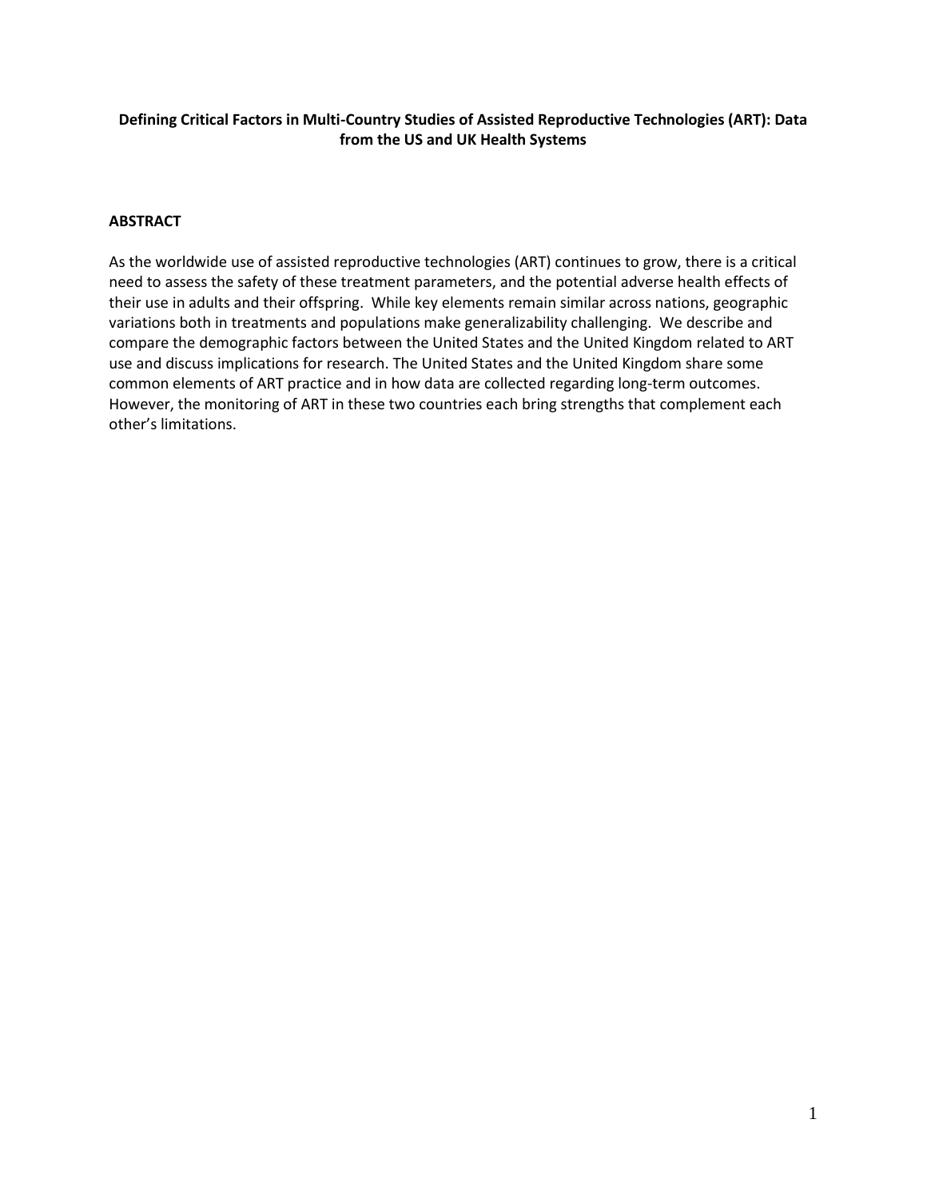# Defining Critical Factors in Multi-Country Studies of Assisted Reproductive Technologies (ART): Data from the US and UK Health Systems

## ABSTRACT

As the worldwide use of assisted reproductive technologies (ART) continues to grow, there is a critical need to assess the safety of these treatment parameters, and the potential adverse health effects of their use in adults and their offspring. While key elements remain similar across nations, geographic variations both in treatments and populations make generalizability challenging. We describe and compare the demographic factors between the United States and the United Kingdom related to ART use and discuss implications for research. The United States and the United Kingdom share some common elements of ART practice and in how data are collected regarding long-term outcomes. However, the monitoring of ART in these two countries each bring strengths that complement each other's limitations.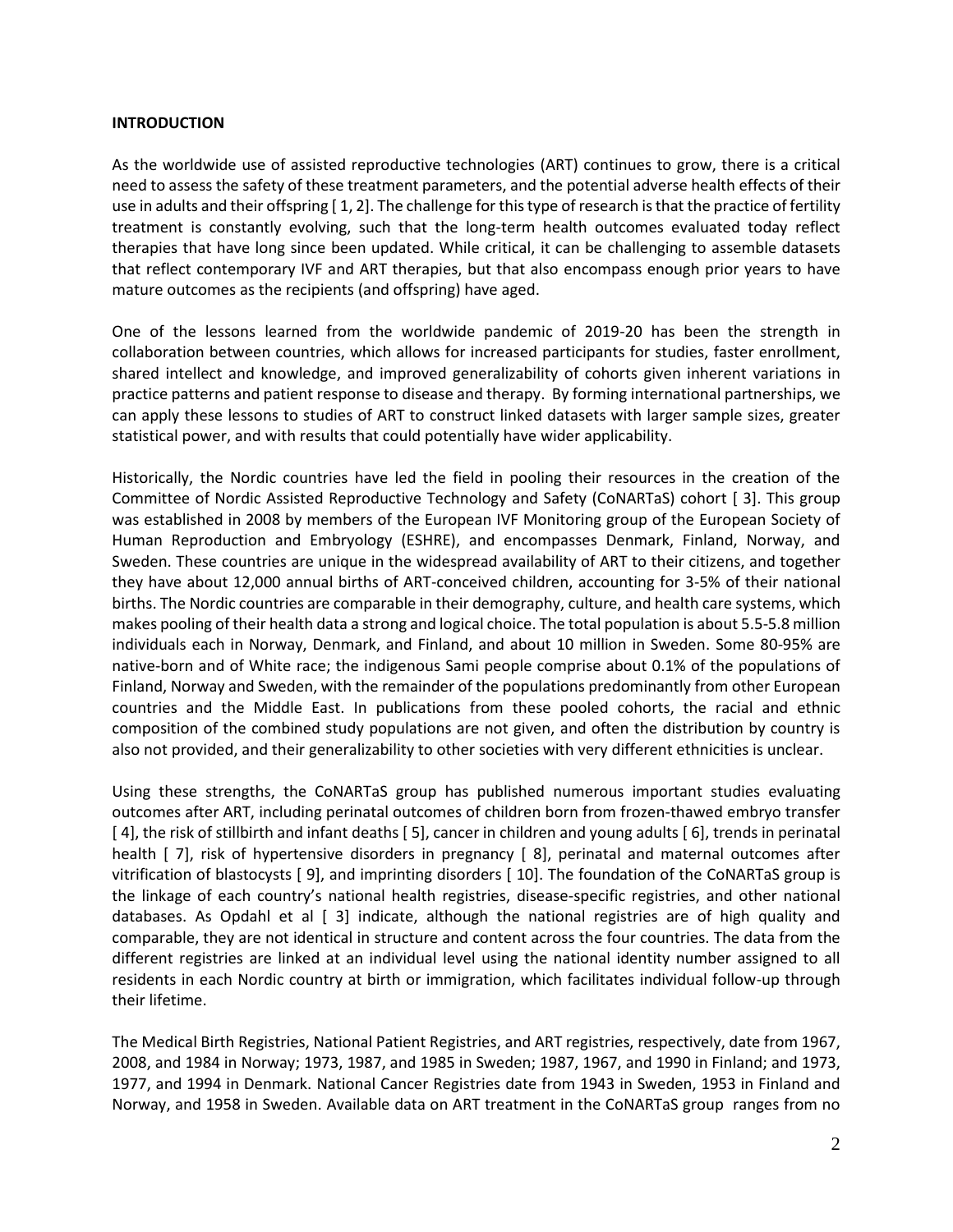**INTRODUCTION**

As the worldwide use of assisted reproductive technologies (ART) continues to grow, there is a critical need to assess the safety of these treatment parameters, and the potential adverse health effects of their use in adults and their offspring [ 1, 2]. The challenge for this type of research is that the practice of fertility treatment is constantly evolving, such that the long-term health outcomes evaluated today reflect therapies that have long since been updated. While critical, it can be challenging to assemble datasets that reflect contemporary IVF and ART therapies, but that also encompass enough prior years to have mature outcomes as the recipients (and offspring) have aged.

One of the lessons learned from the worldwide pandemic of 2019-20 has been the strength in collaboration between countries, which allows for increased participants for studies, faster enrollment, shared intellect and knowledge, and improved generalizability of cohorts given inherent variations in practice patterns and patient response to disease and therapy. By forming international partnerships, we can apply these lessons to studies of ART to construct linked datasets with larger sample sizes, greater statistical power, and with results that could potentially have wider applicability.

Historically, the Nordic countries have led the field in pooling their resources in the creation of the Committee of Nordic Assisted Reproductive Technology and Safety (CoNARTaS) cohort [ 3]. This group was established in 2008 by members of the European IVF Monitoring group of the European Society of Human Reproduction and Embryology (ESHRE), and encompasses Denmark, Finland, Norway, and Sweden. These countries are unique in the widespread availability of ART to their citizens, and together they have about 12,000 annual births of ART-conceived children, accounting for 3-5% of their national births. The Nordic countries are comparable in their demography, culture, and health care systems, which makes pooling of their health data a strong and logical choice. The total population is about 5.5-5.8 million individuals each in Norway, Denmark, and Finland, and about 10 million in Sweden. Some 80-95% are native-born and of White race; the indigenous Sami people comprise about 0.1% of the populations of Finland, Norway and Sweden, with the remainder of the populations predominantly from other European countries and the Middle East. In publications from these pooled cohorts, the racial and ethnic composition of the combined study populations are not given, and often the distribution by country is also not provided, and their generalizability to other societies with very different ethnicities is unclear.

Using these strengths, the CoNARTaS group has published numerous important studies evaluating outcomes after ART, including perinatal outcomes of children born from frozen-thawed embryo transfer [ 4], the risk of stillbirth and infant deaths [ 5], cancer in children and young adults [ 6], trends in perinatal health [ 7], risk of hypertensive disorders in pregnancy [ 8], perinatal and maternal outcomes after vitrification of blastocysts [ 9], and imprinting disorders [ 10]. The foundation of the CoNARTaS group is the linkage of each country's national health registries, disease-specific registries, and other national databases. As Opdahl et al [ 3] indicate, although the national registries are of high quality and comparable, they are not identical in structure and content across the four countries. The data from the different registries are linked at an individual level using the national identity number assigned to all residents in each Nordic country at birth or immigration, which facilitates individual follow-up through their lifetime.

The Medical Birth Registries, National Patient Registries, and ART registries, respectively, date from 1967, 2008, and 1984 in Norway; 1973, 1987, and 1985 in Sweden; 1987, 1967, and 1990 in Finland; and 1973, 1977, and 1994 in Denmark. National Cancer Registries date from 1943 in Sweden, 1953 in Finland and Norway, and 1958 in Sweden. Available data on ART treatment in the CoNARTaS group ranges from no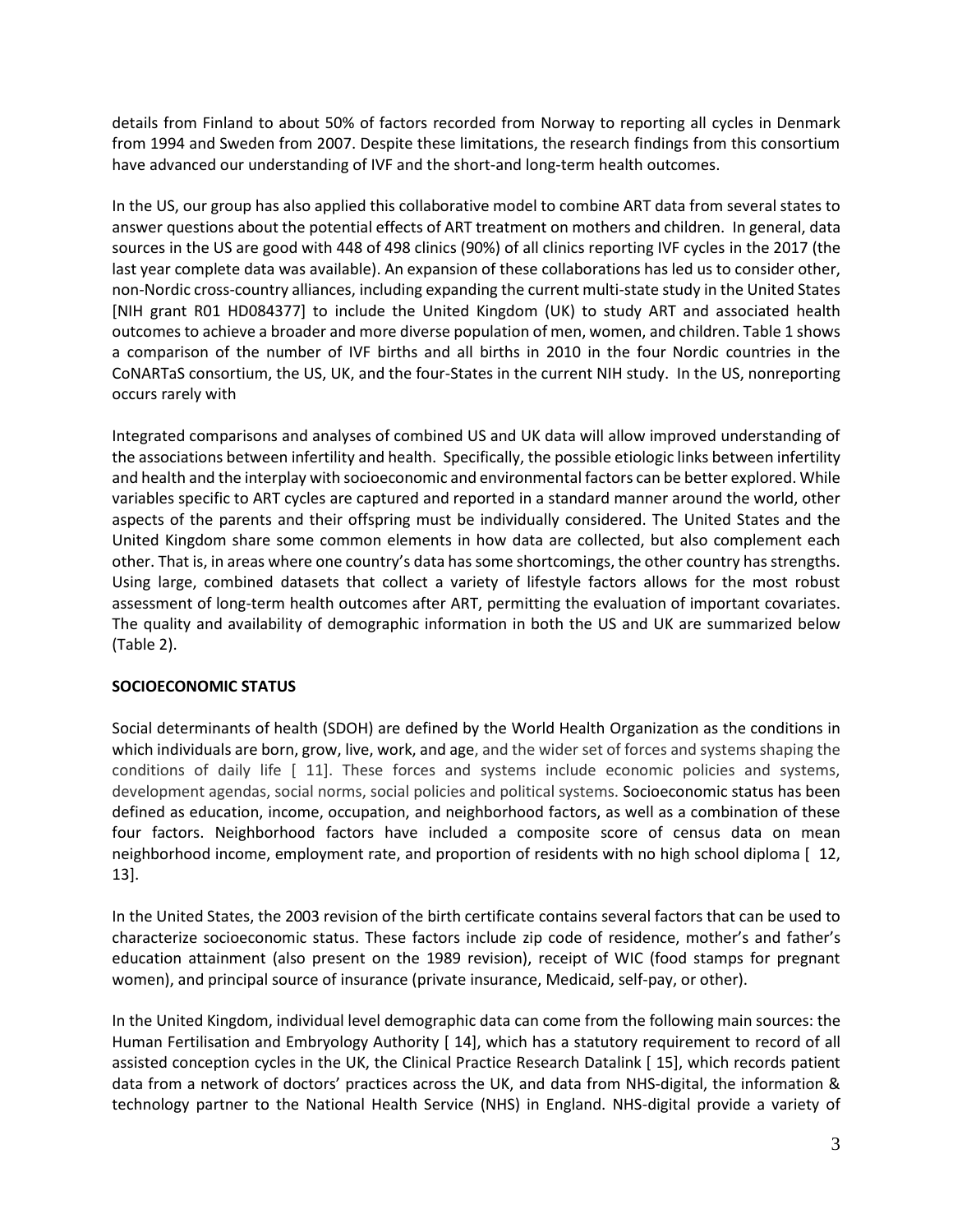details from Finland to about 50% of factors recorded from Norway to reporting all cycles in Denmark from 1994 and Sweden from 2007. Despite these limitations, the research findings from this consortium have advanced our understanding of IVF and the short-and long-term health outcomes.

In the US, our group has also applied this collaborative model to combine ART data from several states to answer questions about the potential effects of ART treatment on mothers and children. In general, data sources in the US are good with 448 of 498 clinics (90%) of all clinics reporting IVF cycles in the 2017 (the last year complete data was available). An expansion of these collaborations has led us to consider other, non-Nordic cross-country alliances, including expanding the current multi-state study in the United States [NIH grant R01 HD084377] to include the United Kingdom (UK) to study ART and associated health outcomes to achieve a broader and more diverse population of men, women, and children. Table 1 shows a comparison of the number of IVF births and all births in 2010 in the four Nordic countries in the CoNARTaS consortium, the US, UK, and the four-States in the current NIH study. In the US, nonreporting occurs rarely with

Integrated comparisons and analyses of combined US and UK data will allow improved understanding of the associations between infertility and health. Specifically, the possible etiologic links between infertility and health and the interplay with socioeconomic and environmental factors can be better explored. While variables specific to ART cycles are captured and reported in a standard manner around the world, other aspects of the parents and their offspring must be individually considered. The United States and the United Kingdom share some common elements in how data are collected, but also complement each other. That is, in areas where one country's data has some shortcomings, the other country has strengths. Using large, combined datasets that collect a variety of lifestyle factors allows for the most robust assessment of long-term health outcomes after ART, permitting the evaluation of important covariates. The quality and availability of demographic information in both the US and UK are summarized below (Table 2).

**SOCIOECONOMIC STATUS**

Social determinants of health (SDOH) are defined by the World Health Organization as the conditions in which individuals are born, grow, live, work, and age, and the wider set of forces and systems shaping the conditions of daily life [ 11]. These forces and systems include economic policies and systems, development agendas, social norms, social policies and political systems. Socioeconomic status has been defined as education, income, occupation, and neighborhood factors, as well as a combination of these four factors. Neighborhood factors have included a composite score of census data on mean neighborhood income, employment rate, and proportion of residents with no high school diploma [ 12, 13].

In the United States, the 2003 revision of the birth certificate contains several factors that can be used to characterize socioeconomic status. These factors include zip code of residence, mother's and father's education attainment (also present on the 1989 revision), receipt of WIC (food stamps for pregnant women), and principal source of insurance (private insurance, Medicaid, self-pay, or other).

In the United Kingdom, individual level demographic data can come from the following main sources: the Human Fertilisation and Embryology Authority [ 14], which has a statutory requirement to record of all assisted conception cycles in the UK, the Clinical Practice Research Datalink [ 15], which records patient data from a network of doctors' practices across the UK, and data from NHS-digital, the information & technology partner to the National Health Service (NHS) in England. NHS-digital provide a variety of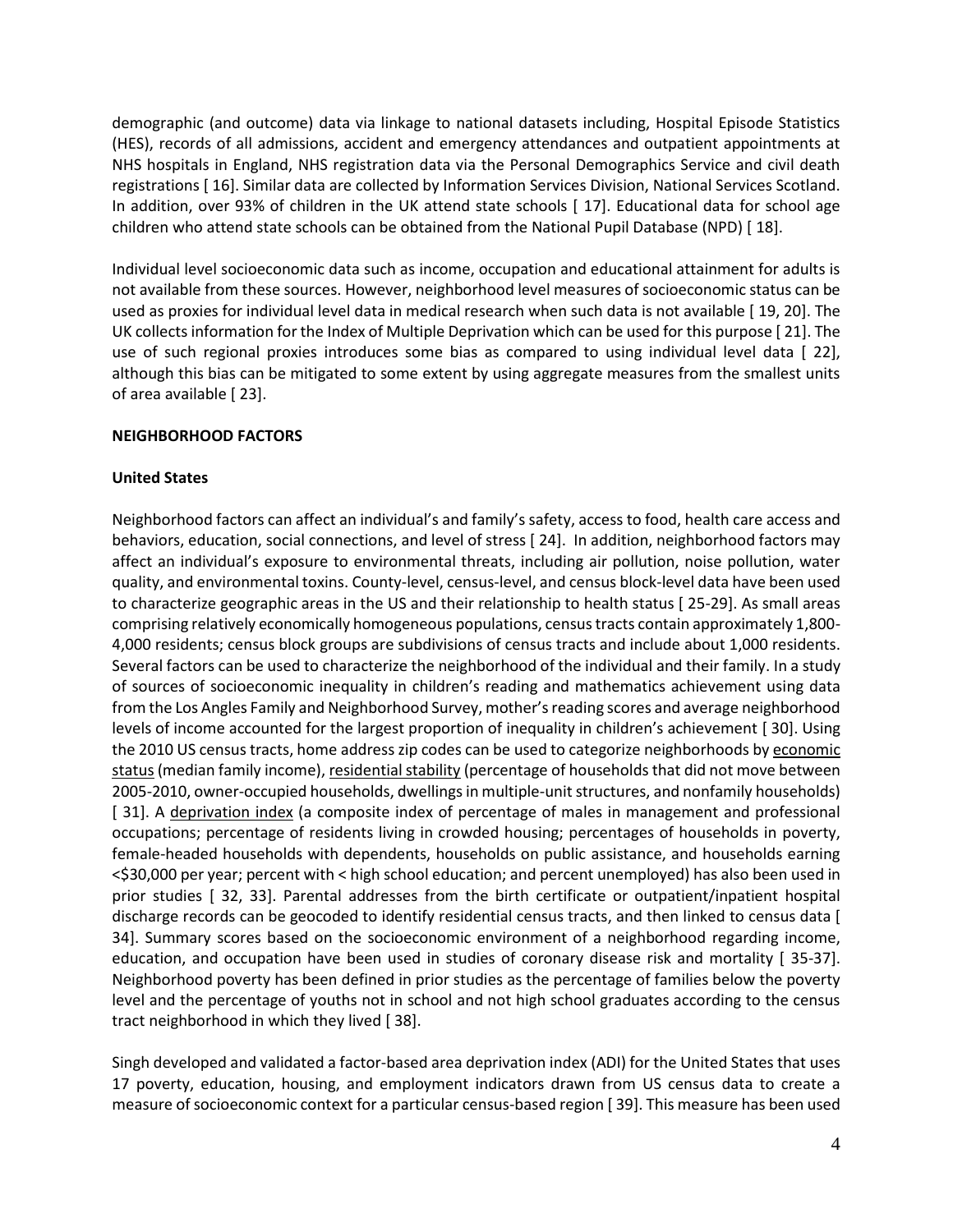demographic (and outcome) data via linkage to national datasets including, Hospital Episode Statistics (HES), records of all admissions, accident and emergency attendances and outpatient appointments at NHS hospitals in England, NHS registration data via the Personal Demographics Service and civil death registrations [ 16]. Similar data are collected by Information Services Division, National Services Scotland. In addition, over 93% of children in the UK attend state schools [ 17]. Educational data for school age children who attend state schools can be obtained from the National Pupil Database (NPD) [ 18].

Individual level socioeconomic data such as income, occupation and educational attainment for adults is not available from these sources. However, neighborhood level measures of socioeconomic status can be used as proxies for individual level data in medical research when such data is not available [ 19, 20]. The UK collects information for the Index of Multiple Deprivation which can be used for this purpose [ 21]. The use of such regional proxies introduces some bias as compared to using individual level data [ 22], although this bias can be mitigated to some extent by using aggregate measures from the smallest units of area available [ 23].

**NEIGHBORHOOD FACTORS**

**United States**

Neighborhood factors can affect an individual's and family's safety, access to food, health care access and behaviors, education, social connections, and level of stress [ 24]. In addition, neighborhood factors may affect an individual's exposure to environmental threats, including air pollution, noise pollution, water quality, and environmental toxins. County-level, census-level, and census block-level data have been used to characterize geographic areas in the US and their relationship to health status [ 25-29]. As small areas comprising relatively economically homogeneous populations, census tracts contain approximately 1,800-4,000 residents; census block groups are subdivisions of census tracts and include about 1,000 residents. Several factors can be used to characterize the neighborhood of the individual and their family. In a study of sources of socioeconomic inequality in children's reading and mathematics achievement using data from the Los Angles Family and Neighborhood Survey, mother's reading scores and average neighborhood levels of income accounted for the largest proportion of inequality in children's achievement [ 30]. Using the 2010 US census tracts, home address zip codes can be used to categorize neighborhoods by <u>economic status</u> (median family income), <u>residential stability</u> (percentage of households that did not move between 2005-2010, owner-occupied households, dwellings in multiple-unit structures, and nonfamily households) [ 31]. A <u>deprivation index</u> (a composite index of percentage of males in management and professional occupations; percentage of residents living in crowded housing; percentages of households in poverty, female-headed households with dependents, households on public assistance, and households earning <$30,000 per year; percent with < high school education; and percent unemployed) has also been used in prior studies [ 32, 33]. Parental addresses from the birth certificate or outpatient/inpatient hospital discharge records can be geocoded to identify residential census tracts, and then linked to census data [ 34]. Summary scores based on the socioeconomic environment of a neighborhood regarding income, education, and occupation have been used in studies of coronary disease risk and mortality [ 35-37]. Neighborhood poverty has been defined in prior studies as the percentage of families below the poverty level and the percentage of youths not in school and not high school graduates according to the census tract neighborhood in which they lived [ 38].

Singh developed and validated a factor-based area deprivation index (ADI) for the United States that uses 17 poverty, education, housing, and employment indicators drawn from US census data to create a measure of socioeconomic context for a particular census-based region [ 39]. This measure has been used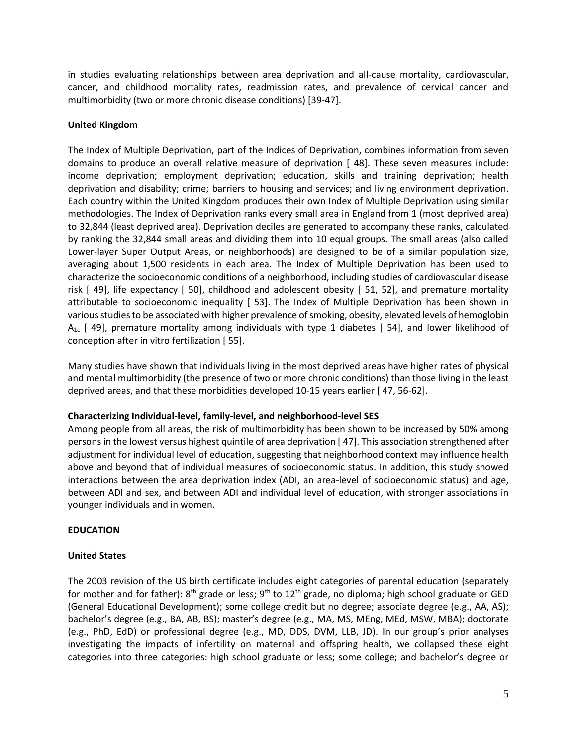in studies evaluating relationships between area deprivation and all-cause mortality, cardiovascular, cancer, and childhood mortality rates, readmission rates, and prevalence of cervical cancer and multimorbidity (two or more chronic disease conditions) [39-47].

**United Kingdom**

The Index of Multiple Deprivation, part of the Indices of Deprivation, combines information from seven domains to produce an overall relative measure of deprivation [ 48]. These seven measures include: income deprivation; employment deprivation; education, skills and training deprivation; health deprivation and disability; crime; barriers to housing and services; and living environment deprivation. Each country within the United Kingdom produces their own Index of Multiple Deprivation using similar methodologies. The Index of Deprivation ranks every small area in England from 1 (most deprived area) to 32,844 (least deprived area). Deprivation deciles are generated to accompany these ranks, calculated by ranking the 32,844 small areas and dividing them into 10 equal groups. The small areas (also called Lower-layer Super Output Areas, or neighborhoods) are designed to be of a similar population size, averaging about 1,500 residents in each area. The Index of Multiple Deprivation has been used to characterize the socioeconomic conditions of a neighborhood, including studies of cardiovascular disease risk [ 49], life expectancy [ 50], childhood and adolescent obesity [ 51, 52], and premature mortality attributable to socioeconomic inequality [ 53]. The Index of Multiple Deprivation has been shown in various studies to be associated with higher prevalence of smoking, obesity, elevated levels of hemoglobin $A_{1c}$ [ 49], premature mortality among individuals with type 1 diabetes [ 54], and lower likelihood of conception after in vitro fertilization [ 55].

Many studies have shown that individuals living in the most deprived areas have higher rates of physical and mental multimorbidity (the presence of two or more chronic conditions) than those living in the least deprived areas, and that these morbidities developed 10-15 years earlier [ 47, 56-62].

**Characterizing Individual-level, family-level, and neighborhood-level SES**

Among people from all areas, the risk of multimorbidity has been shown to be increased by 50% among persons in the lowest versus highest quintile of area deprivation [ 47]. This association strengthened after adjustment for individual level of education, suggesting that neighborhood context may influence health above and beyond that of individual measures of socioeconomic status. In addition, this study showed interactions between the area deprivation index (ADI, an area-level of socioeconomic status) and age, between ADI and sex, and between ADI and individual level of education, with stronger associations in younger individuals and in women.

**EDUCATION**

**United States**

The 2003 revision of the US birth certificate includes eight categories of parental education (separately for mother and for father): 8th grade or less; 9th to 12th grade, no diploma; high school graduate or GED (General Educational Development); some college credit but no degree; associate degree (e.g., AA, AS); bachelor's degree (e.g., BA, AB, BS); master's degree (e.g., MA, MS, MEng, MEd, MSW, MBA); doctorate (e.g., PhD, EdD) or professional degree (e.g., MD, DDS, DVM, LLB, JD). In our group's prior analyses investigating the impacts of infertility on maternal and offspring health, we collapsed these eight categories into three categories: high school graduate or less; some college; and bachelor's degree or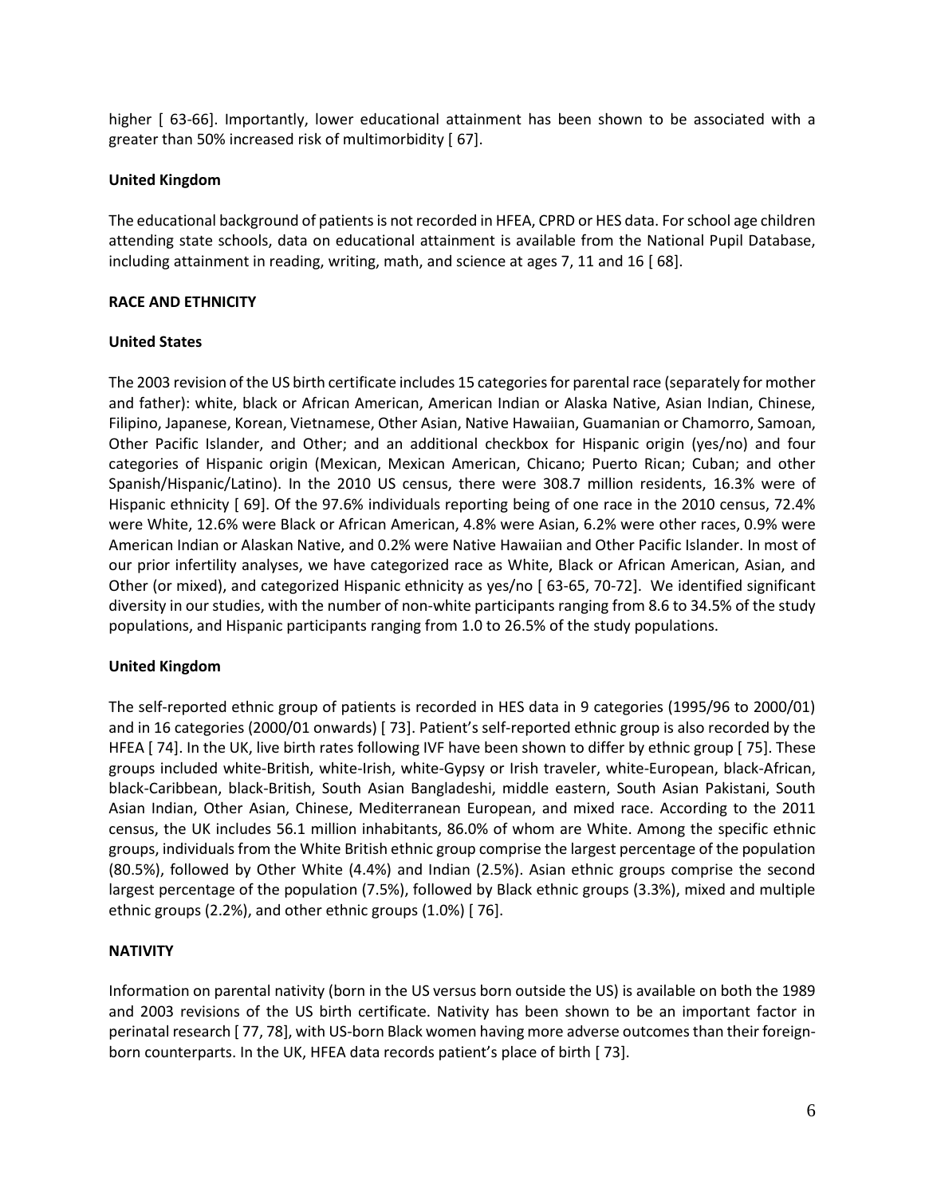higher [ 63-66]. Importantly, lower educational attainment has been shown to be associated with a greater than 50% increased risk of multimorbidity [ 67].

**United Kingdom**

The educational background of patients is not recorded in HFEA, CPRD or HES data. For school age children attending state schools, data on educational attainment is available from the National Pupil Database, including attainment in reading, writing, math, and science at ages 7, 11 and 16 [ 68].

**RACE AND ETHNICITY**

**United States**

The 2003 revision of the US birth certificate includes 15 categories for parental race (separately for mother and father): white, black or African American, American Indian or Alaska Native, Asian Indian, Chinese, Filipino, Japanese, Korean, Vietnamese, Other Asian, Native Hawaiian, Guamanian or Chamorro, Samoan, Other Pacific Islander, and Other; and an additional checkbox for Hispanic origin (yes/no) and four categories of Hispanic origin (Mexican, Mexican American, Chicano; Puerto Rican; Cuban; and other Spanish/Hispanic/Latino). In the 2010 US census, there were 308.7 million residents, 16.3% were of Hispanic ethnicity [ 69]. Of the 97.6% individuals reporting being of one race in the 2010 census, 72.4% were White, 12.6% were Black or African American, 4.8% were Asian, 6.2% were other races, 0.9% were American Indian or Alaskan Native, and 0.2% were Native Hawaiian and Other Pacific Islander. In most of our prior infertility analyses, we have categorized race as White, Black or African American, Asian, and Other (or mixed), and categorized Hispanic ethnicity as yes/no [ 63-65, 70-72]. We identified significant diversity in our studies, with the number of non-white participants ranging from 8.6 to 34.5% of the study populations, and Hispanic participants ranging from 1.0 to 26.5% of the study populations.

**United Kingdom**

The self-reported ethnic group of patients is recorded in HES data in 9 categories (1995/96 to 2000/01) and in 16 categories (2000/01 onwards) [ 73]. Patient's self-reported ethnic group is also recorded by the HFEA [ 74]. In the UK, live birth rates following IVF have been shown to differ by ethnic group [ 75]. These groups included white-British, white-Irish, white-Gypsy or Irish traveler, white-European, black-African, black-Caribbean, black-British, South Asian Bangladeshi, middle eastern, South Asian Pakistani, South Asian Indian, Other Asian, Chinese, Mediterranean European, and mixed race. According to the 2011 census, the UK includes 56.1 million inhabitants, 86.0% of whom are White. Among the specific ethnic groups, individuals from the White British ethnic group comprise the largest percentage of the population (80.5%), followed by Other White (4.4%) and Indian (2.5%). Asian ethnic groups comprise the second largest percentage of the population (7.5%), followed by Black ethnic groups (3.3%), mixed and multiple ethnic groups (2.2%), and other ethnic groups (1.0%) [ 76].

**NATIVITY**

Information on parental nativity (born in the US versus born outside the US) is available on both the 1989 and 2003 revisions of the US birth certificate. Nativity has been shown to be an important factor in perinatal research [ 77, 78], with US-born Black women having more adverse outcomes than their foreign-born counterparts. In the UK, HFEA data records patient's place of birth [ 73].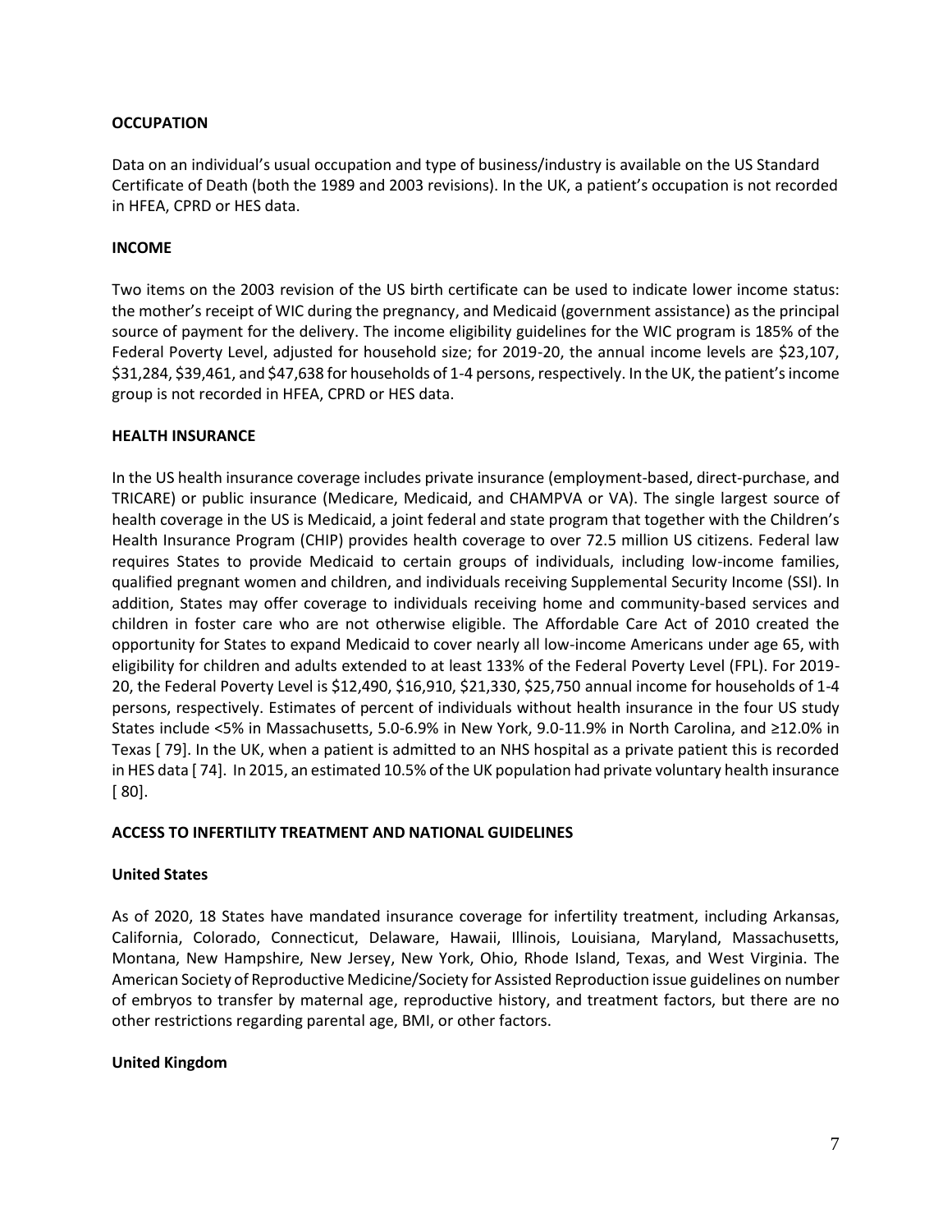**OCCUPATION**

Data on an individual's usual occupation and type of business/industry is available on the US Standard Certificate of Death (both the 1989 and 2003 revisions). In the UK, a patient's occupation is not recorded in HFEA, CPRD or HES data.

**INCOME**

Two items on the 2003 revision of the US birth certificate can be used to indicate lower income status: the mother's receipt of WIC during the pregnancy, and Medicaid (government assistance) as the principal source of payment for the delivery. The income eligibility guidelines for the WIC program is 185% of the Federal Poverty Level, adjusted for household size; for 2019-20, the annual income levels are $23,107, $31,284, $39,461, and $47,638 for households of 1-4 persons, respectively. In the UK, the patient's income group is not recorded in HFEA, CPRD or HES data.

**HEALTH INSURANCE**

In the US health insurance coverage includes private insurance (employment-based, direct-purchase, and TRICARE) or public insurance (Medicare, Medicaid, and CHAMPVA or VA). The single largest source of health coverage in the US is Medicaid, a joint federal and state program that together with the Children's Health Insurance Program (CHIP) provides health coverage to over 72.5 million US citizens. Federal law requires States to provide Medicaid to certain groups of individuals, including low-income families, qualified pregnant women and children, and individuals receiving Supplemental Security Income (SSI). In addition, States may offer coverage to individuals receiving home and community-based services and children in foster care who are not otherwise eligible. The Affordable Care Act of 2010 created the opportunity for States to expand Medicaid to cover nearly all low-income Americans under age 65, with eligibility for children and adults extended to at least 133% of the Federal Poverty Level (FPL). For 2019-20, the Federal Poverty Level is $12,490, $16,910, $21,330, $25,750 annual income for households of 1-4 persons, respectively. Estimates of percent of individuals without health insurance in the four US study States include <5% in Massachusetts, 5.0-6.9% in New York, 9.0-11.9% in North Carolina, and ≥12.0% in Texas [ 79]. In the UK, when a patient is admitted to an NHS hospital as a private patient this is recorded in HES data [ 74]. In 2015, an estimated 10.5% of the UK population had private voluntary health insurance [ 80].

**ACCESS TO INFERTILITY TREATMENT AND NATIONAL GUIDELINES**

**United States**

As of 2020, 18 States have mandated insurance coverage for infertility treatment, including Arkansas, California, Colorado, Connecticut, Delaware, Hawaii, Illinois, Louisiana, Maryland, Massachusetts, Montana, New Hampshire, New Jersey, New York, Ohio, Rhode Island, Texas, and West Virginia. The American Society of Reproductive Medicine/Society for Assisted Reproduction issue guidelines on number of embryos to transfer by maternal age, reproductive history, and treatment factors, but there are no other restrictions regarding parental age, BMI, or other factors.

**United Kingdom**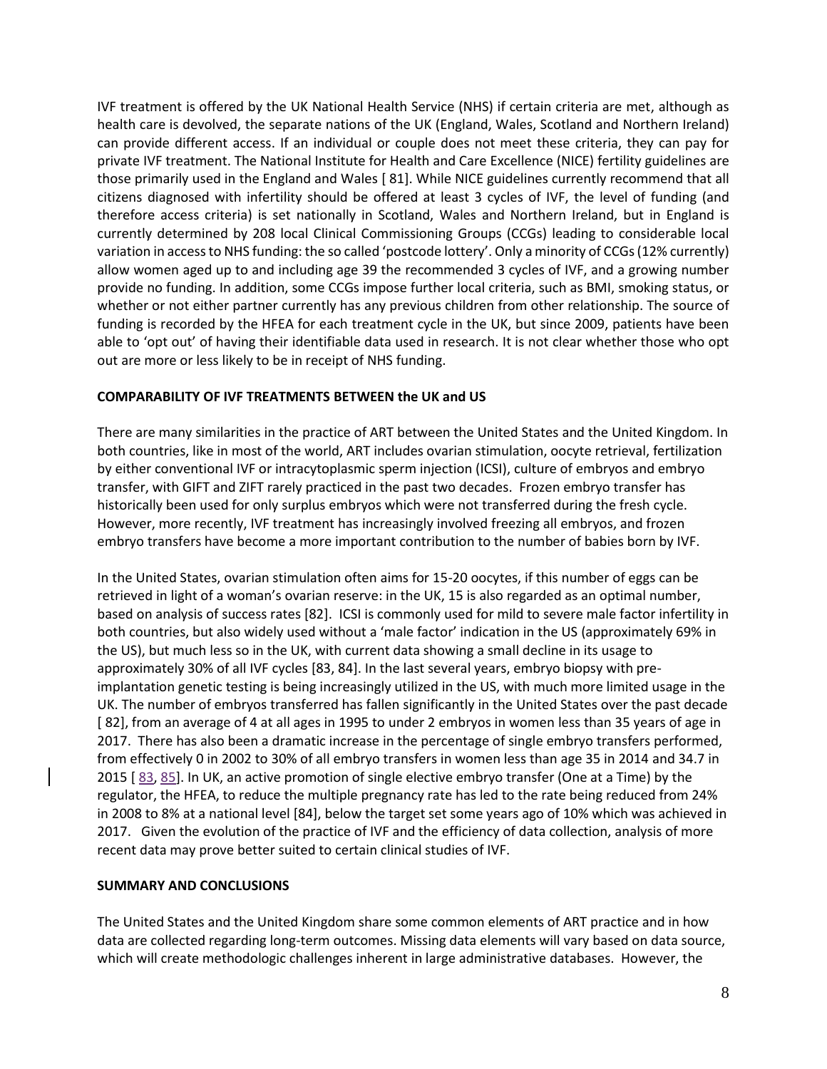IVF treatment is offered by the UK National Health Service (NHS) if certain criteria are met, although as health care is devolved, the separate nations of the UK (England, Wales, Scotland and Northern Ireland) can provide different access. If an individual or couple does not meet these criteria, they can pay for private IVF treatment. The National Institute for Health and Care Excellence (NICE) fertility guidelines are those primarily used in the England and Wales [ 81]. While NICE guidelines currently recommend that all citizens diagnosed with infertility should be offered at least 3 cycles of IVF, the level of funding (and therefore access criteria) is set nationally in Scotland, Wales and Northern Ireland, but in England is currently determined by 208 local Clinical Commissioning Groups (CCGs) leading to considerable local variation in access to NHS funding: the so called 'postcode lottery'. Only a minority of CCGs (12% currently) allow women aged up to and including age 39 the recommended 3 cycles of IVF, and a growing number provide no funding. In addition, some CCGs impose further local criteria, such as BMI, smoking status, or whether or not either partner currently has any previous children from other relationship. The source of funding is recorded by the HFEA for each treatment cycle in the UK, but since 2009, patients have been able to 'opt out' of having their identifiable data used in research. It is not clear whether those who opt out are more or less likely to be in receipt of NHS funding.

**COMPARABILITY OF IVF TREATMENTS BETWEEN the UK and US**

There are many similarities in the practice of ART between the United States and the United Kingdom. In both countries, like in most of the world, ART includes ovarian stimulation, oocyte retrieval, fertilization by either conventional IVF or intracytoplasmic sperm injection (ICSI), culture of embryos and embryo transfer, with GIFT and ZIFT rarely practiced in the past two decades. Frozen embryo transfer has historically been used for only surplus embryos which were not transferred during the fresh cycle. However, more recently, IVF treatment has increasingly involved freezing all embryos, and frozen embryo transfers have become a more important contribution to the number of babies born by IVF.

In the United States, ovarian stimulation often aims for 15-20 oocytes, if this number of eggs can be retrieved in light of a woman's ovarian reserve: in the UK, 15 is also regarded as an optimal number, based on analysis of success rates [82]. ICSI is commonly used for mild to severe male factor infertility in both countries, but also widely used without a 'male factor' indication in the US (approximately 69% in the US), but much less so in the UK, with current data showing a small decline in its usage to approximately 30% of all IVF cycles [83, 84]. In the last several years, embryo biopsy with pre-implantation genetic testing is being increasingly utilized in the US, with much more limited usage in the UK. The number of embryos transferred has fallen significantly in the United States over the past decade [ 82], from an average of 4 at all ages in 1995 to under 2 embryos in women less than 35 years of age in 2017. There has also been a dramatic increase in the percentage of single embryo transfers performed, from effectively 0 in 2002 to 30% of all embryo transfers in women less than age 35 in 2014 and 34.7 in 2015 [ 83, 85]. In UK, an active promotion of single elective embryo transfer (One at a Time) by the regulator, the HFEA, to reduce the multiple pregnancy rate has led to the rate being reduced from 24% in 2008 to 8% at a national level [84], below the target set some years ago of 10% which was achieved in 2017. Given the evolution of the practice of IVF and the efficiency of data collection, analysis of more recent data may prove better suited to certain clinical studies of IVF.

**SUMMARY AND CONCLUSIONS**

The United States and the United Kingdom share some common elements of ART practice and in how data are collected regarding long-term outcomes. Missing data elements will vary based on data source, which will create methodologic challenges inherent in large administrative databases. However, the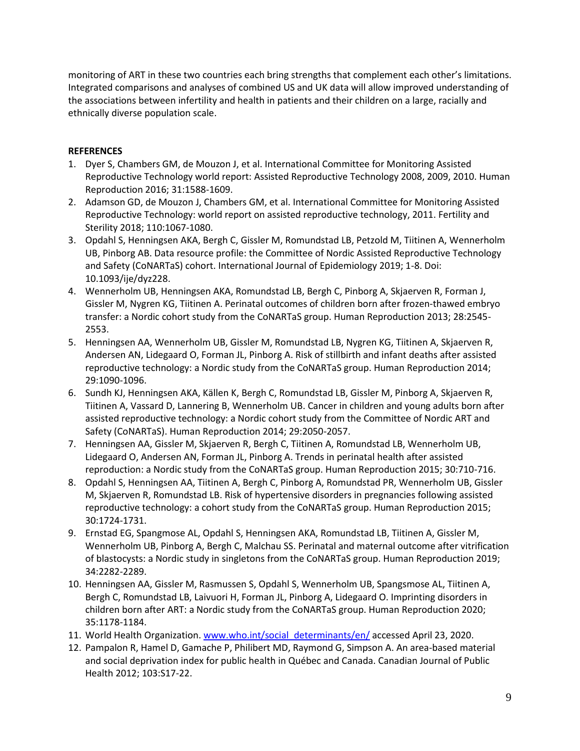monitoring of ART in these two countries each bring strengths that complement each other's limitations. Integrated comparisons and analyses of combined US and UK data will allow improved understanding of the associations between infertility and health in patients and their children on a large, racially and ethnically diverse population scale.

**REFERENCES**

1. Dyer S, Chambers GM, de Mouzon J, et al. International Committee for Monitoring Assisted Reproductive Technology world report: Assisted Reproductive Technology 2008, 2009, 2010. Human Reproduction 2016; 31:1588-1609.
2. Adamson GD, de Mouzon J, Chambers GM, et al. International Committee for Monitoring Assisted Reproductive Technology: world report on assisted reproductive technology, 2011. Fertility and Sterility 2018; 110:1067-1080.
3. Opdahl S, Henningsen AKA, Bergh C, Gissler M, Romundstad LB, Petzold M, Tiitinen A, Wennerholm UB, Pinborg AB. Data resource profile: the Committee of Nordic Assisted Reproductive Technology and Safety (CoNARTaS) cohort. International Journal of Epidemiology 2019; 1-8. Doi: 10.1093/ije/dyz228.
4. Wennerholm UB, Henningsen AKA, Romundstad LB, Bergh C, Pinborg A, Skjaerven R, Forman J, Gissler M, Nygren KG, Tiitinen A. Perinatal outcomes of children born after frozen-thawed embryo transfer: a Nordic cohort study from the CoNARTaS group. Human Reproduction 2013; 28:2545-2553.
5. Henningsen AA, Wennerholm UB, Gissler M, Romundstad LB, Nygren KG, Tiitinen A, Skjaerven R, Andersen AN, Lidegaard O, Forman JL, Pinborg A. Risk of stillbirth and infant deaths after assisted reproductive technology: a Nordic study from the CoNARTaS group. Human Reproduction 2014; 29:1090-1096.
6. Sundh KJ, Henningsen AKA, Källen K, Bergh C, Romundstad LB, Gissler M, Pinborg A, Skjaerven R, Tiitinen A, Vassard D, Lannering B, Wennerholm UB. Cancer in children and young adults born after assisted reproductive technology: a Nordic cohort study from the Committee of Nordic ART and Safety (CoNARTaS). Human Reproduction 2014; 29:2050-2057.
7. Henningsen AA, Gissler M, Skjaerven R, Bergh C, Tiitinen A, Romundstad LB, Wennerholm UB, Lidegaard O, Andersen AN, Forman JL, Pinborg A. Trends in perinatal health after assisted reproduction: a Nordic study from the CoNARTaS group. Human Reproduction 2015; 30:710-716.
8. Opdahl S, Henningsen AA, Tiitinen A, Bergh C, Pinborg A, Romundstad PR, Wennerholm UB, Gissler M, Skjaerven R, Romundstad LB. Risk of hypertensive disorders in pregnancies following assisted reproductive technology: a cohort study from the CoNARTaS group. Human Reproduction 2015; 30:1724-1731.
9. Ernstad EG, Spangmose AL, Opdahl S, Henningsen AKA, Romundstad LB, Tiitinen A, Gissler M, Wennerholm UB, Pinborg A, Bergh C, Malchau SS. Perinatal and maternal outcome after vitrification of blastocysts: a Nordic study in singletons from the CoNARTaS group. Human Reproduction 2019; 34:2282-2289.
10. Henningsen AA, Gissler M, Rasmussen S, Opdahl S, Wennerholm UB, Spangsmose AL, Tiitinen A, Bergh C, Romundstad LB, Laivuori H, Forman JL, Pinborg A, Lidegaard O. Imprinting disorders in children born after ART: a Nordic study from the CoNARTaS group. Human Reproduction 2020; 35:1178-1184.
11. World Health Organization. www.who.int/social_determinants/en/ accessed April 23, 2020.
12. Pampalon R, Hamel D, Gamache P, Philibert MD, Raymond G, Simpson A. An area-based material and social deprivation index for public health in Québec and Canada. Canadian Journal of Public Health 2012; 103:S17-22.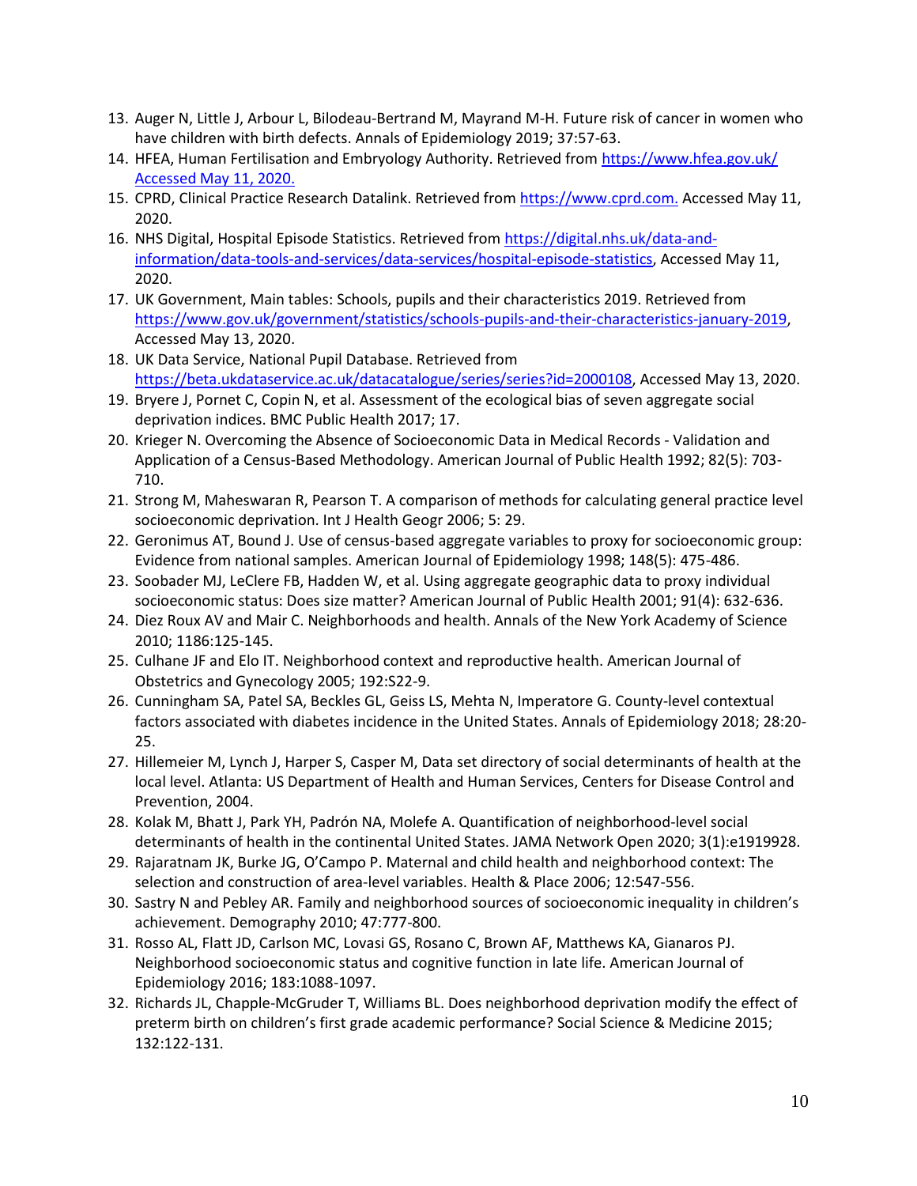13. Auger N, Little J, Arbour L, Bilodeau-Bertrand M, Mayrand M-H. Future risk of cancer in women who have children with birth defects. Annals of Epidemiology 2019; 37:57-63.
14. HFEA, Human Fertilisation and Embryology Authority. Retrieved from https://www.hfea.gov.uk/ Accessed May 11, 2020.
15. CPRD, Clinical Practice Research Datalink. Retrieved from https://www.cprd.com. Accessed May 11, 2020.
16. NHS Digital, Hospital Episode Statistics. Retrieved from https://digital.nhs.uk/data-and-information/data-tools-and-services/data-services/hospital-episode-statistics, Accessed May 11, 2020.
17. UK Government, Main tables: Schools, pupils and their characteristics 2019. Retrieved from https://www.gov.uk/government/statistics/schools-pupils-and-their-characteristics-january-2019, Accessed May 13, 2020.
18. UK Data Service, National Pupil Database. Retrieved from https://beta.ukdataservice.ac.uk/datacatalogue/series/series?id=2000108, Accessed May 13, 2020.
19. Bryere J, Pornet C, Copin N, et al. Assessment of the ecological bias of seven aggregate social deprivation indices. BMC Public Health 2017; 17.
20. Krieger N. Overcoming the Absence of Socioeconomic Data in Medical Records - Validation and Application of a Census-Based Methodology. American Journal of Public Health 1992; 82(5): 703-710.
21. Strong M, Maheswaran R, Pearson T. A comparison of methods for calculating general practice level socioeconomic deprivation. Int J Health Geogr 2006; 5: 29.
22. Geronimus AT, Bound J. Use of census-based aggregate variables to proxy for socioeconomic group: Evidence from national samples. American Journal of Epidemiology 1998; 148(5): 475-486.
23. Soobader MJ, LeClere FB, Hadden W, et al. Using aggregate geographic data to proxy individual socioeconomic status: Does size matter? American Journal of Public Health 2001; 91(4): 632-636.
24. Diez Roux AV and Mair C. Neighborhoods and health. Annals of the New York Academy of Science 2010; 1186:125-145.
25. Culhane JF and Elo IT. Neighborhood context and reproductive health. American Journal of Obstetrics and Gynecology 2005; 192:S22-9.
26. Cunningham SA, Patel SA, Beckles GL, Geiss LS, Mehta N, Imperatore G. County-level contextual factors associated with diabetes incidence in the United States. Annals of Epidemiology 2018; 28:20-25.
27. Hillemeier M, Lynch J, Harper S, Casper M, Data set directory of social determinants of health at the local level. Atlanta: US Department of Health and Human Services, Centers for Disease Control and Prevention, 2004.
28. Kolak M, Bhatt J, Park YH, Padrón NA, Molefe A. Quantification of neighborhood-level social determinants of health in the continental United States. JAMA Network Open 2020; 3(1):e1919928.
29. Rajaratnam JK, Burke JG, O'Campo P. Maternal and child health and neighborhood context: The selection and construction of area-level variables. Health & Place 2006; 12:547-556.
30. Sastry N and Pebley AR. Family and neighborhood sources of socioeconomic inequality in children's achievement. Demography 2010; 47:777-800.
31. Rosso AL, Flatt JD, Carlson MC, Lovasi GS, Rosano C, Brown AF, Matthews KA, Gianaros PJ. Neighborhood socioeconomic status and cognitive function in late life. American Journal of Epidemiology 2016; 183:1088-1097.
32. Richards JL, Chapple-McGruder T, Williams BL. Does neighborhood deprivation modify the effect of preterm birth on children's first grade academic performance? Social Science & Medicine 2015; 132:122-131.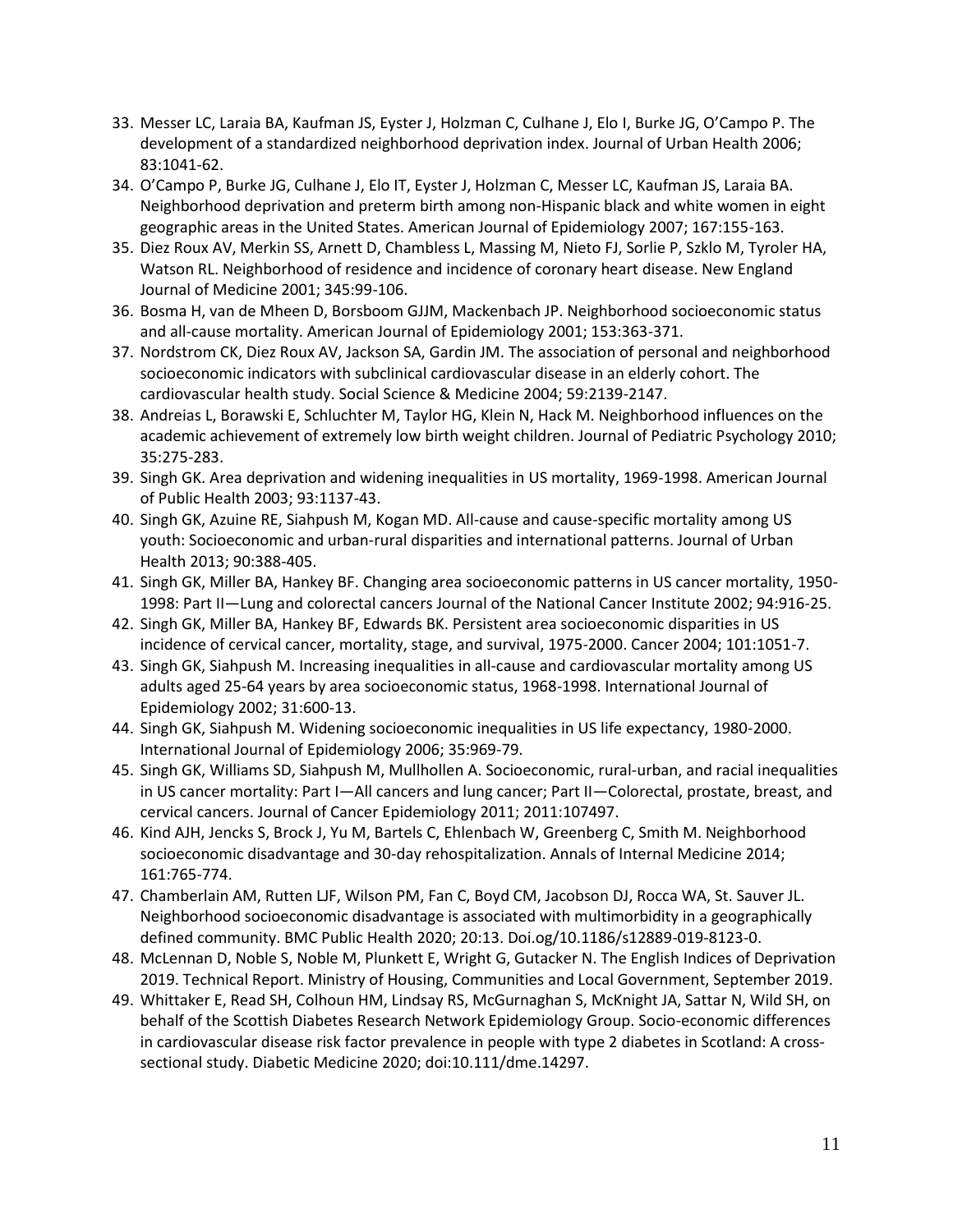33. Messer LC, Laraia BA, Kaufman JS, Eyster J, Holzman C, Culhane J, Elo I, Burke JG, O'Campo P. The development of a standardized neighborhood deprivation index. Journal of Urban Health 2006; 83:1041-62.
34. O'Campo P, Burke JG, Culhane J, Elo IT, Eyster J, Holzman C, Messer LC, Kaufman JS, Laraia BA. Neighborhood deprivation and preterm birth among non-Hispanic black and white women in eight geographic areas in the United States. American Journal of Epidemiology 2007; 167:155-163.
35. Diez Roux AV, Merkin SS, Arnett D, Chambless L, Massing M, Nieto FJ, Sorlie P, Szklo M, Tyroler HA, Watson RL. Neighborhood of residence and incidence of coronary heart disease. New England Journal of Medicine 2001; 345:99-106.
36. Bosma H, van de Mheen D, Borsboom GJJM, Mackenbach JP. Neighborhood socioeconomic status and all-cause mortality. American Journal of Epidemiology 2001; 153:363-371.
37. Nordstrom CK, Diez Roux AV, Jackson SA, Gardin JM. The association of personal and neighborhood socioeconomic indicators with subclinical cardiovascular disease in an elderly cohort. The cardiovascular health study. Social Science & Medicine 2004; 59:2139-2147.
38. Andreias L, Borawski E, Schluchter M, Taylor HG, Klein N, Hack M. Neighborhood influences on the academic achievement of extremely low birth weight children. Journal of Pediatric Psychology 2010; 35:275-283.
39. Singh GK. Area deprivation and widening inequalities in US mortality, 1969-1998. American Journal of Public Health 2003; 93:1137-43.
40. Singh GK, Azuine RE, Siahpush M, Kogan MD. All-cause and cause-specific mortality among US youth: Socioeconomic and urban-rural disparities and international patterns. Journal of Urban Health 2013; 90:388-405.
41. Singh GK, Miller BA, Hankey BF. Changing area socioeconomic patterns in US cancer mortality, 1950-1998: Part II—Lung and colorectal cancers Journal of the National Cancer Institute 2002; 94:916-25.
42. Singh GK, Miller BA, Hankey BF, Edwards BK. Persistent area socioeconomic disparities in US incidence of cervical cancer, mortality, stage, and survival, 1975-2000. Cancer 2004; 101:1051-7.
43. Singh GK, Siahpush M. Increasing inequalities in all-cause and cardiovascular mortality among US adults aged 25-64 years by area socioeconomic status, 1968-1998. International Journal of Epidemiology 2002; 31:600-13.
44. Singh GK, Siahpush M. Widening socioeconomic inequalities in US life expectancy, 1980-2000. International Journal of Epidemiology 2006; 35:969-79.
45. Singh GK, Williams SD, Siahpush M, Mullhollen A. Socioeconomic, rural-urban, and racial inequalities in US cancer mortality: Part I—All cancers and lung cancer; Part II—Colorectal, prostate, breast, and cervical cancers. Journal of Cancer Epidemiology 2011; 2011:107497.
46. Kind AJH, Jencks S, Brock J, Yu M, Bartels C, Ehlenbach W, Greenberg C, Smith M. Neighborhood socioeconomic disadvantage and 30-day rehospitalization. Annals of Internal Medicine 2014; 161:765-774.
47. Chamberlain AM, Rutten LJF, Wilson PM, Fan C, Boyd CM, Jacobson DJ, Rocca WA, St. Sauver JL. Neighborhood socioeconomic disadvantage is associated with multimorbidity in a geographically defined community. BMC Public Health 2020; 20:13. Doi.og/10.1186/s12889-019-8123-0.
48. McLennan D, Noble S, Noble M, Plunkett E, Wright G, Gutacker N. The English Indices of Deprivation 2019. Technical Report. Ministry of Housing, Communities and Local Government, September 2019.
49. Whittaker E, Read SH, Colhoun HM, Lindsay RS, McGurnaghan S, McKnight JA, Sattar N, Wild SH, on behalf of the Scottish Diabetes Research Network Epidemiology Group. Socio-economic differences in cardiovascular disease risk factor prevalence in people with type 2 diabetes in Scotland: A cross-sectional study. Diabetic Medicine 2020; doi:10.111/dme.14297.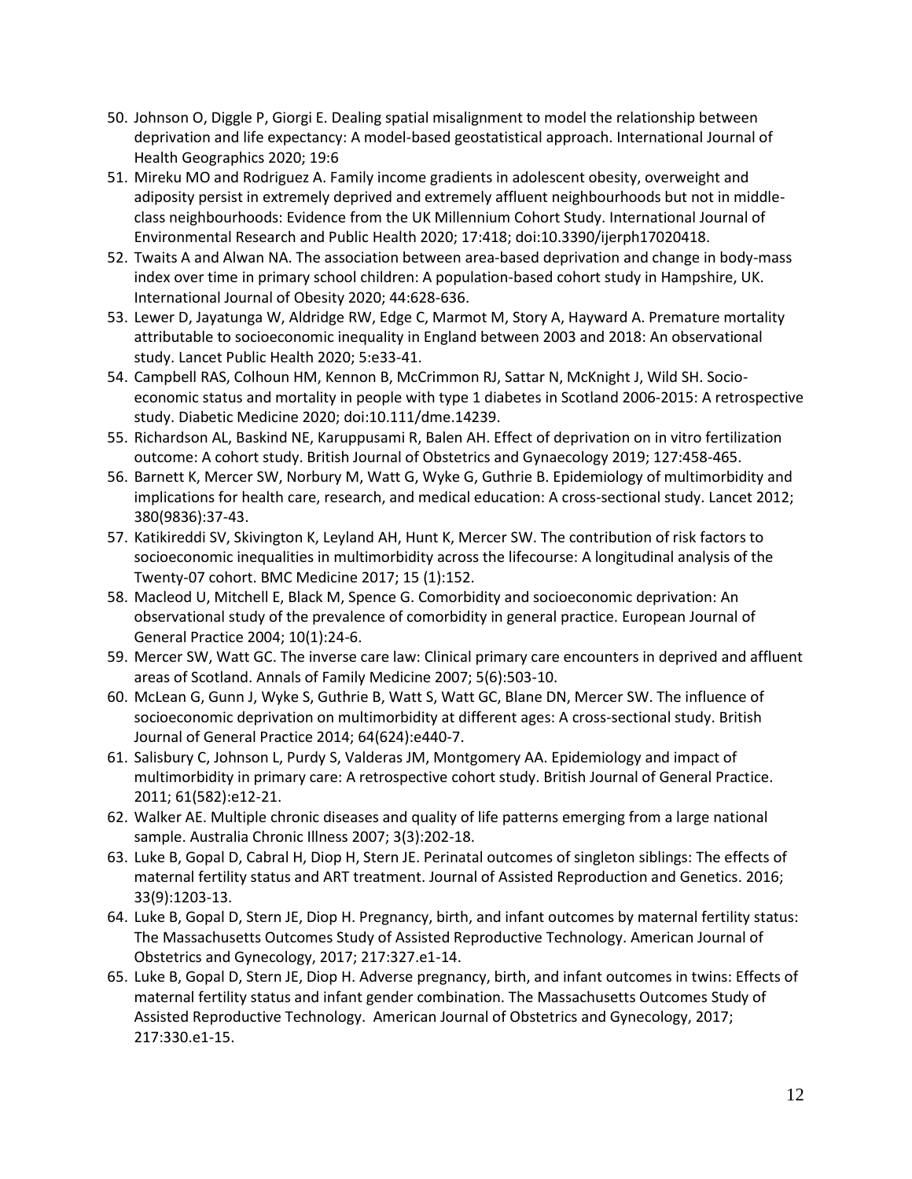50. Johnson O, Diggle P, Giorgi E. Dealing spatial misalignment to model the relationship between deprivation and life expectancy: A model-based geostatistical approach. International Journal of Health Geographics 2020; 19:6
51. Mireku MO and Rodriguez A. Family income gradients in adolescent obesity, overweight and adiposity persist in extremely deprived and extremely affluent neighbourhoods but not in middle-class neighbourhoods: Evidence from the UK Millennium Cohort Study. International Journal of Environmental Research and Public Health 2020; 17:418; doi:10.3390/ijerph17020418.
52. Twaits A and Alwan NA. The association between area-based deprivation and change in body-mass index over time in primary school children: A population-based cohort study in Hampshire, UK. International Journal of Obesity 2020; 44:628-636.
53. Lewer D, Jayatunga W, Aldridge RW, Edge C, Marmot M, Story A, Hayward A. Premature mortality attributable to socioeconomic inequality in England between 2003 and 2018: An observational study. Lancet Public Health 2020; 5:e33-41.
54. Campbell RAS, Colhoun HM, Kennon B, McCrimmon RJ, Sattar N, McKnight J, Wild SH. Socio-economic status and mortality in people with type 1 diabetes in Scotland 2006-2015: A retrospective study. Diabetic Medicine 2020; doi:10.111/dme.14239.
55. Richardson AL, Baskind NE, Karuppusami R, Balen AH. Effect of deprivation on in vitro fertilization outcome: A cohort study. British Journal of Obstetrics and Gynaecology 2019; 127:458-465.
56. Barnett K, Mercer SW, Norbury M, Watt G, Wyke G, Guthrie B. Epidemiology of multimorbidity and implications for health care, research, and medical education: A cross-sectional study. Lancet 2012; 380(9836):37-43.
57. Katikireddi SV, Skivington K, Leyland AH, Hunt K, Mercer SW. The contribution of risk factors to socioeconomic inequalities in multimorbidity across the lifecourse: A longitudinal analysis of the Twenty-07 cohort. BMC Medicine 2017; 15 (1):152.
58. Macleod U, Mitchell E, Black M, Spence G. Comorbidity and socioeconomic deprivation: An observational study of the prevalence of comorbidity in general practice. European Journal of General Practice 2004; 10(1):24-6.
59. Mercer SW, Watt GC. The inverse care law: Clinical primary care encounters in deprived and affluent areas of Scotland. Annals of Family Medicine 2007; 5(6):503-10.
60. McLean G, Gunn J, Wyke S, Guthrie B, Watt S, Watt GC, Blane DN, Mercer SW. The influence of socioeconomic deprivation on multimorbidity at different ages: A cross-sectional study. British Journal of General Practice 2014; 64(624):e440-7.
61. Salisbury C, Johnson L, Purdy S, Valderas JM, Montgomery AA. Epidemiology and impact of multimorbidity in primary care: A retrospective cohort study. British Journal of General Practice. 2011; 61(582):e12-21.
62. Walker AE. Multiple chronic diseases and quality of life patterns emerging from a large national sample. Australia Chronic Illness 2007; 3(3):202-18.
63. Luke B, Gopal D, Cabral H, Diop H, Stern JE. Perinatal outcomes of singleton siblings: The effects of maternal fertility status and ART treatment. Journal of Assisted Reproduction and Genetics. 2016; 33(9):1203-13.
64. Luke B, Gopal D, Stern JE, Diop H. Pregnancy, birth, and infant outcomes by maternal fertility status: The Massachusetts Outcomes Study of Assisted Reproductive Technology. American Journal of Obstetrics and Gynecology, 2017; 217:327.e1-14.
65. Luke B, Gopal D, Stern JE, Diop H. Adverse pregnancy, birth, and infant outcomes in twins: Effects of maternal fertility status and infant gender combination. The Massachusetts Outcomes Study of Assisted Reproductive Technology. American Journal of Obstetrics and Gynecology, 2017; 217:330.e1-15.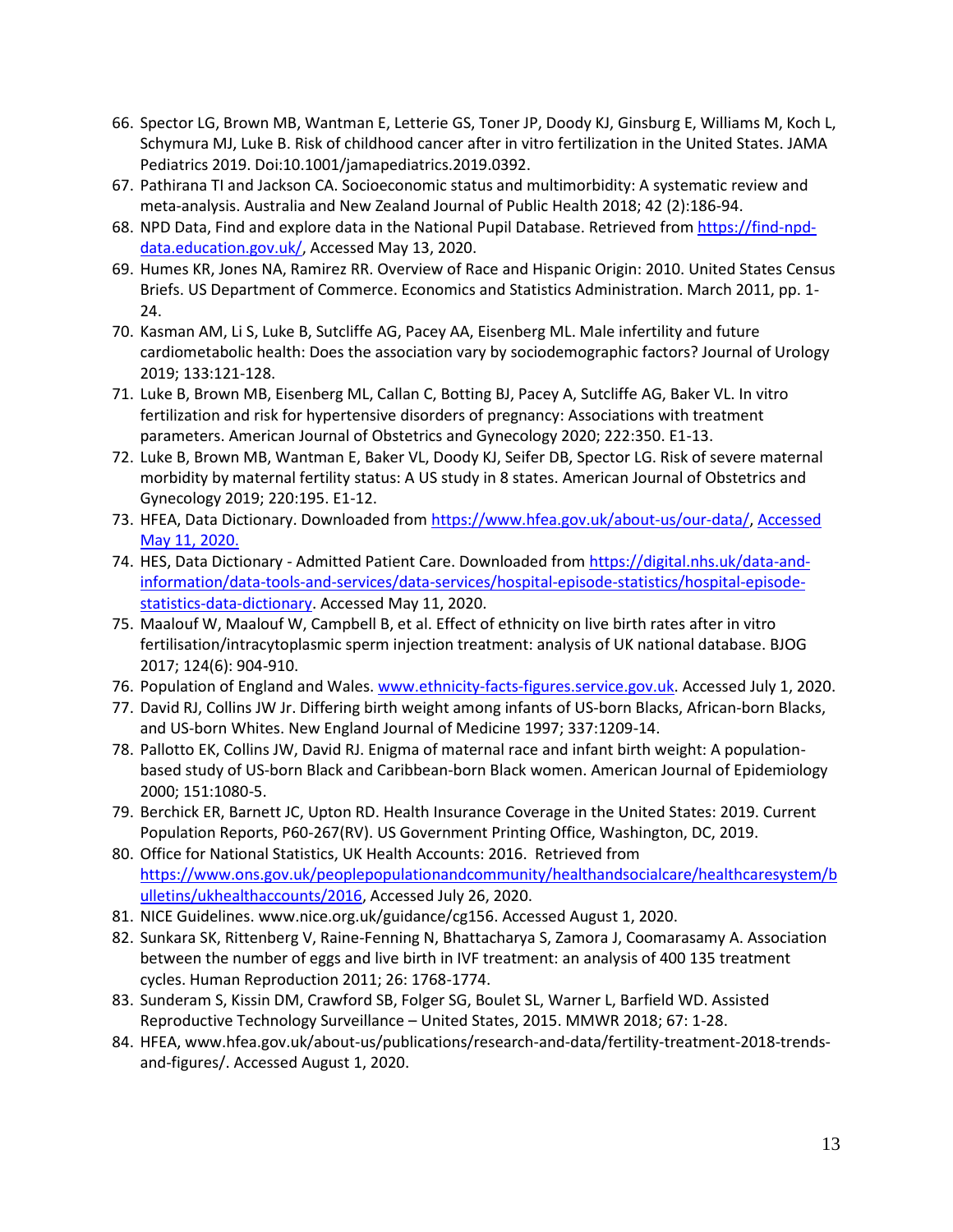66. Spector LG, Brown MB, Wantman E, Letterie GS, Toner JP, Doody KJ, Ginsburg E, Williams M, Koch L, Schymura MJ, Luke B. Risk of childhood cancer after in vitro fertilization in the United States. JAMA Pediatrics 2019. Doi:10.1001/jamapediatrics.2019.0392.
67. Pathirana TI and Jackson CA. Socioeconomic status and multimorbidity: A systematic review and meta-analysis. Australia and New Zealand Journal of Public Health 2018; 42 (2):186-94.
68. NPD Data, Find and explore data in the National Pupil Database. Retrieved from https://find-npd-data.education.gov.uk/, Accessed May 13, 2020.
69. Humes KR, Jones NA, Ramirez RR. Overview of Race and Hispanic Origin: 2010. United States Census Briefs. US Department of Commerce. Economics and Statistics Administration. March 2011, pp. 1-24.
70. Kasman AM, Li S, Luke B, Sutcliffe AG, Pacey AA, Eisenberg ML. Male infertility and future cardiometabolic health: Does the association vary by sociodemographic factors? Journal of Urology 2019; 133:121-128.
71. Luke B, Brown MB, Eisenberg ML, Callan C, Botting BJ, Pacey A, Sutcliffe AG, Baker VL. In vitro fertilization and risk for hypertensive disorders of pregnancy: Associations with treatment parameters. American Journal of Obstetrics and Gynecology 2020; 222:350. E1-13.
72. Luke B, Brown MB, Wantman E, Baker VL, Doody KJ, Seifer DB, Spector LG. Risk of severe maternal morbidity by maternal fertility status: A US study in 8 states. American Journal of Obstetrics and Gynecology 2019; 220:195. E1-12.
73. HFEA, Data Dictionary. Downloaded from https://www.hfea.gov.uk/about-us/our-data/, Accessed May 11, 2020.
74. HES, Data Dictionary - Admitted Patient Care. Downloaded from https://digital.nhs.uk/data-and-information/data-tools-and-services/data-services/hospital-episode-statistics/hospital-episode-statistics-data-dictionary. Accessed May 11, 2020.
75. Maalouf W, Maalouf W, Campbell B, et al. Effect of ethnicity on live birth rates after in vitro fertilisation/intracytoplasmic sperm injection treatment: analysis of UK national database. BJOG 2017; 124(6): 904-910.
76. Population of England and Wales. www.ethnicity-facts-figures.service.gov.uk. Accessed July 1, 2020.
77. David RJ, Collins JW Jr. Differing birth weight among infants of US-born Blacks, African-born Blacks, and US-born Whites. New England Journal of Medicine 1997; 337:1209-14.
78. Pallotto EK, Collins JW, David RJ. Enigma of maternal race and infant birth weight: A population-based study of US-born Black and Caribbean-born Black women. American Journal of Epidemiology 2000; 151:1080-5.
79. Berchick ER, Barnett JC, Upton RD. Health Insurance Coverage in the United States: 2019. Current Population Reports, P60-267(RV). US Government Printing Office, Washington, DC, 2019.
80. Office for National Statistics, UK Health Accounts: 2016. Retrieved from https://www.ons.gov.uk/peoplepopulationandcommunity/healthandsocialcare/healthcaresystem/bulletins/ukhealthaccounts/2016, Accessed July 26, 2020.
81. NICE Guidelines. www.nice.org.uk/guidance/cg156. Accessed August 1, 2020.
82. Sunkara SK, Rittenberg V, Raine-Fenning N, Bhattacharya S, Zamora J, Coomarasamy A. Association between the number of eggs and live birth in IVF treatment: an analysis of 400 135 treatment cycles. Human Reproduction 2011; 26: 1768-1774.
83. Sunderam S, Kissin DM, Crawford SB, Folger SG, Boulet SL, Warner L, Barfield WD. Assisted Reproductive Technology Surveillance – United States, 2015. MMWR 2018; 67: 1-28.
84. HFEA, www.hfea.gov.uk/about-us/publications/research-and-data/fertility-treatment-2018-trends-and-figures/. Accessed August 1, 2020.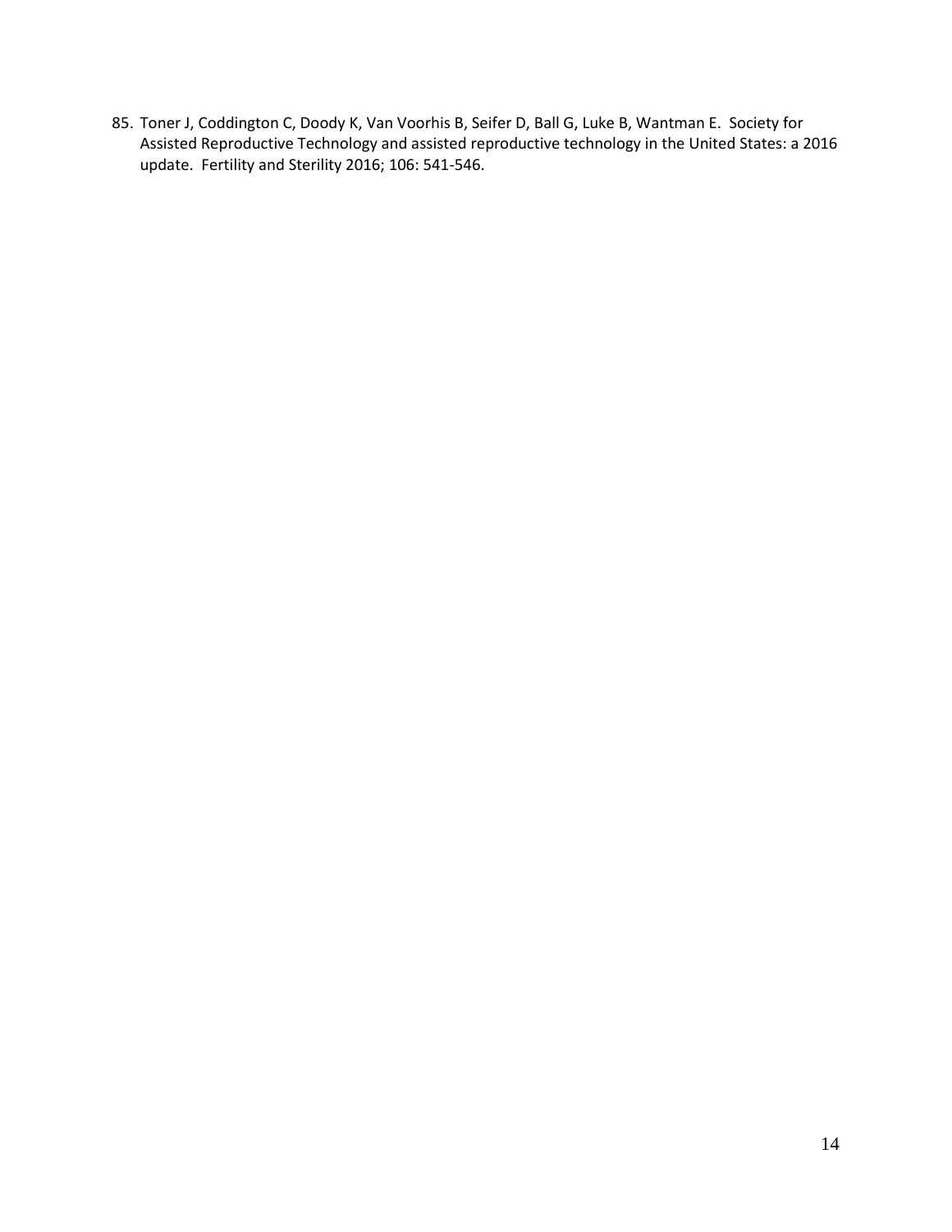85. Toner J, Coddington C, Doody K, Van Voorhis B, Seifer D, Ball G, Luke B, Wantman E. Society for Assisted Reproductive Technology and assisted reproductive technology in the United States: a 2016 update. Fertility and Sterility 2016; 106: 541-546.